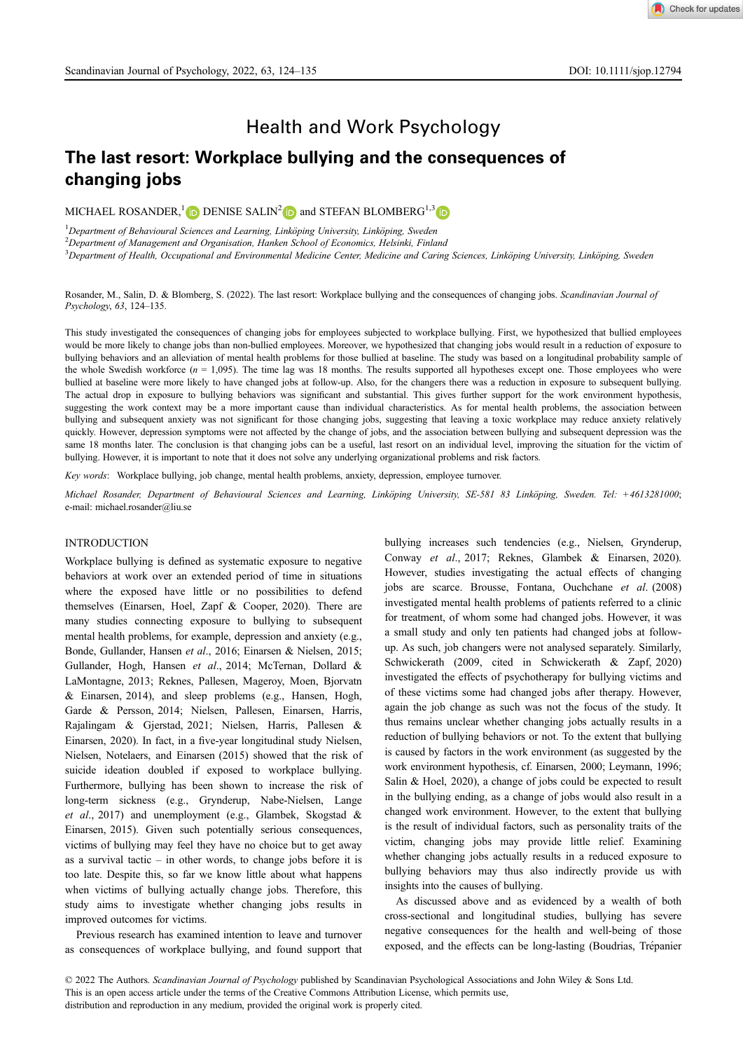# Health and Work Psychology

## The last resort: Workplace bullying and the consequences of changing jobs

MICHAEL ROSANDER,[1] DENISE SALIN[2] and STEFAN BLOMBERG[1,3]

[1]*Department of Behavioural Sciences and Learning, Linköping University, Linköping, Sweden*
[2]*Department of Management and Organisation, Hanken School of Economics, Helsinki, Finland*
[3]*Department of Health, Occupational and Environmental Medicine Center, Medicine and Caring Sciences, Linköping University, Linköping, Sweden*

Rosander, M., Salin, D. & Blomberg, S. (2022). The last resort: Workplace bullying and the consequences of changing jobs. *Scandinavian Journal of Psychology*, *63*, 124–135.

This study investigated the consequences of changing jobs for employees subjected to workplace bullying. First, we hypothesized that bullied employees would be more likely to change jobs than non-bullied employees. Moreover, we hypothesized that changing jobs would result in a reduction of exposure to bullying behaviors and an alleviation of mental health problems for those bullied at baseline. The study was based on a longitudinal probability sample of the whole Swedish workforce ($n$ = 1,095). The time lag was 18 months. The results supported all hypotheses except one. Those employees who were bullied at baseline were more likely to have changed jobs at follow-up. Also, for the changers there was a reduction in exposure to subsequent bullying. The actual drop in exposure to bullying behaviors was significant and substantial. This gives further support for the work environment hypothesis, suggesting the work context may be a more important cause than individual characteristics. As for mental health problems, the association between bullying and subsequent anxiety was not significant for those changing jobs, suggesting that leaving a toxic workplace may reduce anxiety relatively quickly. However, depression symptoms were not affected by the change of jobs, and the association between bullying and subsequent depression was the same 18 months later. The conclusion is that changing jobs can be a useful, last resort on an individual level, improving the situation for the victim of bullying. However, it is important to note that it does not solve any underlying organizational problems and risk factors.

*Key words*: Workplace bullying, job change, mental health problems, anxiety, depression, employee turnover.

*Michael Rosander, Department of Behavioural Sciences and Learning, Linköping University, SE-581 83 Linköping, Sweden. Tel: +4613281000*; e-mail: michael.rosander@liu.se

## INTRODUCTION

Workplace bullying is defined as systematic exposure to negative behaviors at work over an extended period of time in situations where the exposed have little or no possibilities to defend themselves (Einarsen, Hoel, Zapf & Cooper, 2020). There are many studies connecting exposure to bullying to subsequent mental health problems, for example, depression and anxiety (e.g., Bonde, Gullander, Hansen *et al*., 2016; Einarsen & Nielsen, 2015; Gullander, Hogh, Hansen *et al*., 2014; McTernan, Dollard & LaMontagne, 2013; Reknes, Pallesen, Mageroy, Moen, Bjorvatn & Einarsen, 2014), and sleep problems (e.g., Hansen, Hogh, Garde & Persson, 2014; Nielsen, Pallesen, Einarsen, Harris, Rajalingam & Gjerstad, 2021; Nielsen, Harris, Pallesen & Einarsen, 2020). In fact, in a five-year longitudinal study Nielsen, Nielsen, Notelaers, and Einarsen (2015) showed that the risk of suicide ideation doubled if exposed to workplace bullying. Furthermore, bullying has been shown to increase the risk of long-term sickness (e.g., Grynderup, Nabe-Nielsen, Lange *et al*., 2017) and unemployment (e.g., Glambek, Skogstad & Einarsen, 2015). Given such potentially serious consequences, victims of bullying may feel they have no choice but to get away as a survival tactic – in other words, to change jobs before it is too late. Despite this, so far we know little about what happens when victims of bullying actually change jobs. Therefore, this study aims to investigate whether changing jobs results in improved outcomes for victims.

Previous research has examined intention to leave and turnover as consequences of workplace bullying, and found support that bullying increases such tendencies (e.g., Nielsen, Grynderup, Conway *et al*., 2017; Reknes, Glambek & Einarsen, 2020). However, studies investigating the actual effects of changing jobs are scarce. Brousse, Fontana, Ouchchane *et al*. (2008) investigated mental health problems of patients referred to a clinic for treatment, of whom some had changed jobs. However, it was a small study and only ten patients had changed jobs at follow-up. As such, job changers were not analysed separately. Similarly, Schwickerath (2009, cited in Schwickerath & Zapf, 2020) investigated the effects of psychotherapy for bullying victims and of these victims some had changed jobs after therapy. However, again the job change as such was not the focus of the study. It thus remains unclear whether changing jobs actually results in a reduction of bullying behaviors or not. To the extent that bullying is caused by factors in the work environment (as suggested by the work environment hypothesis, cf. Einarsen, 2000; Leymann, 1996; Salin & Hoel, 2020), a change of jobs could be expected to result in the bullying ending, as a change of jobs would also result in a changed work environment. However, to the extent that bullying is the result of individual factors, such as personality traits of the victim, changing jobs may provide little relief. Examining whether changing jobs actually results in a reduced exposure to bullying behaviors may thus also indirectly provide us with insights into the causes of bullying.

As discussed above and as evidenced by a wealth of both cross-sectional and longitudinal studies, bullying has severe negative consequences for the health and well-being of those exposed, and the effects can be long-lasting (Boudrias, Trépanier

© 2022 The Authors. *Scandinavian Journal of Psychology* published by Scandinavian Psychological Associations and John Wiley & Sons Ltd.
This is an open access article under the terms of the Creative Commons Attribution License, which permits use, distribution and reproduction in any medium, provided the original work is properly cited.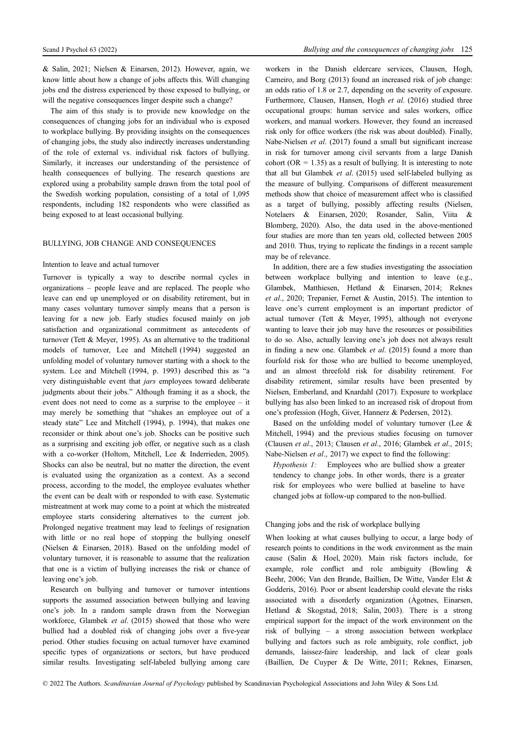& Salin, 2021; Nielsen & Einarsen, 2012). However, again, we know little about how a change of jobs affects this. Will changing jobs end the distress experienced by those exposed to bullying, or will the negative consequences linger despite such a change?

The aim of this study is to provide new knowledge on the consequences of changing jobs for an individual who is exposed to workplace bullying. By providing insights on the consequences of changing jobs, the study also indirectly increases understanding of the role of external vs. individual risk factors of bullying. Similarly, it increases our understanding of the persistence of health consequences of bullying. The research questions are explored using a probability sample drawn from the total pool of the Swedish working population, consisting of a total of 1,095 respondents, including 182 respondents who were classified as being exposed to at least occasional bullying.

## BULLYING, JOB CHANGE AND CONSEQUENCES

### Intention to leave and actual turnover

Turnover is typically a way to describe normal cycles in organizations – people leave and are replaced. The people who leave can end up unemployed or on disability retirement, but in many cases voluntary turnover simply means that a person is leaving for a new job. Early studies focused mainly on job satisfaction and organizational commitment as antecedents of turnover (Tett & Meyer, 1995). As an alternative to the traditional models of turnover, Lee and Mitchell (1994) suggested an unfolding model of voluntary turnover starting with a shock to the system. Lee and Mitchell (1994, p. 1993) described this as "a very distinguishable event that *jars* employees toward deliberate judgments about their jobs." Although framing it as a shock, the event does not need to come as a surprise to the employee – it may merely be something that "shakes an employee out of a steady state" Lee and Mitchell (1994), p. 1994), that makes one reconsider or think about one's job. Shocks can be positive such as a surprising and exciting job offer, or negative such as a clash with a co-worker (Holtom, Mitchell, Lee & Inderrieden, 2005). Shocks can also be neutral, but no matter the direction, the event is evaluated using the organization as a context. As a second process, according to the model, the employee evaluates whether the event can be dealt with or responded to with ease. Systematic mistreatment at work may come to a point at which the mistreated employee starts considering alternatives to the current job. Prolonged negative treatment may lead to feelings of resignation with little or no real hope of stopping the bullying oneself (Nielsen & Einarsen, 2018). Based on the unfolding model of voluntary turnover, it is reasonable to assume that the realization that one is a victim of bullying increases the risk or chance of leaving one's job.

Research on bullying and turnover or turnover intentions supports the assumed association between bullying and leaving one's job. In a random sample drawn from the Norwegian workforce, Glambek *et al*. (2015) showed that those who were bullied had a doubled risk of changing jobs over a five-year period. Other studies focusing on actual turnover have examined specific types of organizations or sectors, but have produced similar results. Investigating self-labeled bullying among care workers in the Danish eldercare services, Clausen, Hogh, Carneiro, and Borg (2013) found an increased risk of job change: an odds ratio of 1.8 or 2.7, depending on the severity of exposure. Furthermore, Clausen, Hansen, Hogh *et al*. (2016) studied three occupational groups: human service and sales workers, office workers, and manual workers. However, they found an increased risk only for office workers (the risk was about doubled). Finally, Nabe-Nielsen *et al*. (2017) found a small but significant increase in risk for turnover among civil servants from a large Danish cohort (OR = 1.35) as a result of bullying. It is interesting to note that all but Glambek *et al*. (2015) used self-labeled bullying as the measure of bullying. Comparisons of different measurement methods show that choice of measurement affect who is classified as a target of bullying, possibly affecting results (Nielsen, Notelaers & Einarsen, 2020; Rosander, Salin, Viita & Blomberg, 2020). Also, the data used in the above-mentioned four studies are more than ten years old, collected between 2005 and 2010. Thus, trying to replicate the findings in a recent sample may be of relevance.

In addition, there are a few studies investigating the association between workplace bullying and intention to leave (e.g., Glambek, Matthiesen, Hetland & Einarsen, 2014; Reknes *et al*., 2020; Trepanier, Fernet & Austin, 2015). The intention to leave one's current employment is an important predictor of actual turnover (Tett & Meyer, 1995), although not everyone wanting to leave their job may have the resources or possibilities to do so. Also, actually leaving one's job does not always result in finding a new one. Glambek *et al*. (2015) found a more than fourfold risk for those who are bullied to become unemployed, and an almost threefold risk for disability retirement. For disability retirement, similar results have been presented by Nielsen, Emberland, and Knardahl (2017). Exposure to workplace bullying has also been linked to an increased risk of dropout from one's profession (Hogh, Giver, Hannerz & Pedersen, 2012).

Based on the unfolding model of voluntary turnover (Lee & Mitchell, 1994) and the previous studies focusing on turnover (Clausen *et al*., 2013; Clausen *et al*., 2016; Glambek *et al*., 2015; Nabe-Nielsen *et al*., 2017) we expect to find the following:

*Hypothesis 1:* Employees who are bullied show a greater tendency to change jobs. In other words, there is a greater risk for employees who were bullied at baseline to have changed jobs at follow-up compared to the non-bullied.

### Changing jobs and the risk of workplace bullying

When looking at what causes bullying to occur, a large body of research points to conditions in the work environment as the main cause (Salin & Hoel, 2020). Main risk factors include, for example, role conflict and role ambiguity (Bowling & Beehr, 2006; Van den Brande, Baillien, De Witte, Vander Elst & Godderis, 2016). Poor or absent leadership could elevate the risks associated with a disorderly organization (Ågotnes, Einarsen, Hetland & Skogstad, 2018; Salin, 2003). There is a strong empirical support for the impact of the work environment on the risk of bullying – a strong association between workplace bullying and factors such as role ambiguity, role conflict, job demands, laissez-faire leadership, and lack of clear goals (Baillien, De Cuyper & De Witte, 2011; Reknes, Einarsen,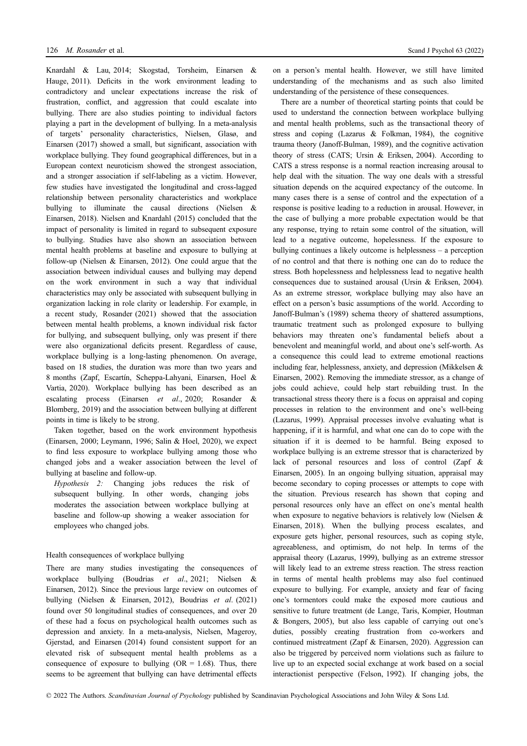Knardahl & Lau, 2014; Skogstad, Torsheim, Einarsen & Hauge, 2011). Deficits in the work environment leading to contradictory and unclear expectations increase the risk of frustration, conflict, and aggression that could escalate into bullying. There are also studies pointing to individual factors playing a part in the development of bullying. In a meta-analysis of targets' personality characteristics, Nielsen, Glasø, and Einarsen (2017) showed a small, but significant, association with workplace bullying. They found geographical differences, but in a European context neuroticism showed the strongest association, and a stronger association if self-labeling as a victim. However, few studies have investigated the longitudinal and cross-lagged relationship between personality characteristics and workplace bullying to illuminate the causal directions (Nielsen & Einarsen, 2018). Nielsen and Knardahl (2015) concluded that the impact of personality is limited in regard to subsequent exposure to bullying. Studies have also shown an association between mental health problems at baseline and exposure to bullying at follow-up (Nielsen & Einarsen, 2012). One could argue that the association between individual causes and bullying may depend on the work environment in such a way that individual characteristics may only be associated with subsequent bullying in organization lacking in role clarity or leadership. For example, in a recent study, Rosander (2021) showed that the association between mental health problems, a known individual risk factor for bullying, and subsequent bullying, only was present if there were also organizational deficits present. Regardless of cause, workplace bullying is a long-lasting phenomenon. On average, based on 18 studies, the duration was more than two years and 8 months (Zapf, Escartín, Scheppa-Lahyani, Einarsen, Hoel & Vartia, 2020). Workplace bullying has been described as an escalating process (Einarsen *et al*., 2020; Rosander & Blomberg, 2019) and the association between bullying at different points in time is likely to be strong.

Taken together, based on the work environment hypothesis (Einarsen, 2000; Leymann, 1996; Salin & Hoel, 2020), we expect to find less exposure to workplace bullying among those who changed jobs and a weaker association between the level of bullying at baseline and follow-up.

> *Hypothesis 2:* Changing jobs reduces the risk of subsequent bullying. In other words, changing jobs moderates the association between workplace bullying at baseline and follow-up showing a weaker association for employees who changed jobs.

### Health consequences of workplace bullying

There are many studies investigating the consequences of workplace bullying (Boudrias *et al*., 2021; Nielsen & Einarsen, 2012). Since the previous large review on outcomes of bullying (Nielsen & Einarsen, 2012), Boudrias *et al*. (2021) found over 50 longitudinal studies of consequences, and over 20 of these had a focus on psychological health outcomes such as depression and anxiety. In a meta-analysis, Nielsen, Mageroy, Gjerstad, and Einarsen (2014) found consistent support for an elevated risk of subsequent mental health problems as a consequence of exposure to bullying (OR = 1.68). Thus, there seems to be agreement that bullying can have detrimental effects on a person's mental health. However, we still have limited understanding of the mechanisms and as such also limited understanding of the persistence of these consequences.

There are a number of theoretical starting points that could be used to understand the connection between workplace bullying and mental health problems, such as the transactional theory of stress and coping (Lazarus & Folkman, 1984), the cognitive trauma theory (Janoff-Bulman, 1989), and the cognitive activation theory of stress (CATS; Ursin & Eriksen, 2004). According to CATS a stress response is a normal reaction increasing arousal to help deal with the situation. The way one deals with a stressful situation depends on the acquired expectancy of the outcome. In many cases there is a sense of control and the expectation of a response is positive leading to a reduction in arousal. However, in the case of bullying a more probable expectation would be that any response, trying to retain some control of the situation, will lead to a negative outcome, hopelessness. If the exposure to bullying continues a likely outcome is helplessness – a perception of no control and that there is nothing one can do to reduce the stress. Both hopelessness and helplessness lead to negative health consequences due to sustained arousal (Ursin & Eriksen, 2004). As an extreme stressor, workplace bullying may also have an effect on a person's basic assumptions of the world. According to Janoff-Bulman's (1989) schema theory of shattered assumptions, traumatic treatment such as prolonged exposure to bullying behaviors may threaten one's fundamental beliefs about a benevolent and meaningful world, and about one's self-worth. As a consequence this could lead to extreme emotional reactions including fear, helplessness, anxiety, and depression (Mikkelsen & Einarsen, 2002). Removing the immediate stressor, as a change of jobs could achieve, could help start rebuilding trust. In the transactional stress theory there is a focus on appraisal and coping processes in relation to the environment and one's well-being (Lazarus, 1999). Appraisal processes involve evaluating what is happening, if it is harmful, and what one can do to cope with the situation if it is deemed to be harmful. Being exposed to workplace bullying is an extreme stressor that is characterized by lack of personal resources and loss of control (Zapf & Einarsen, 2005). In an ongoing bullying situation, appraisal may become secondary to coping processes or attempts to cope with the situation. Previous research has shown that coping and personal resources only have an effect on one's mental health when exposure to negative behaviors is relatively low (Nielsen & Einarsen, 2018). When the bullying process escalates, and exposure gets higher, personal resources, such as coping style, agreeableness, and optimism, do not help. In terms of the appraisal theory (Lazarus, 1999), bullying as an extreme stressor will likely lead to an extreme stress reaction. The stress reaction in terms of mental health problems may also fuel continued exposure to bullying. For example, anxiety and fear of facing one's tormentors could make the exposed more cautious and sensitive to future treatment (de Lange, Taris, Kompier, Houtman & Bongers, 2005), but also less capable of carrying out one's duties, possibly creating frustration from co-workers and continued mistreatment (Zapf & Einarsen, 2020). Aggression can also be triggered by perceived norm violations such as failure to live up to an expected social exchange at work based on a social interactionist perspective (Felson, 1992). If changing jobs, the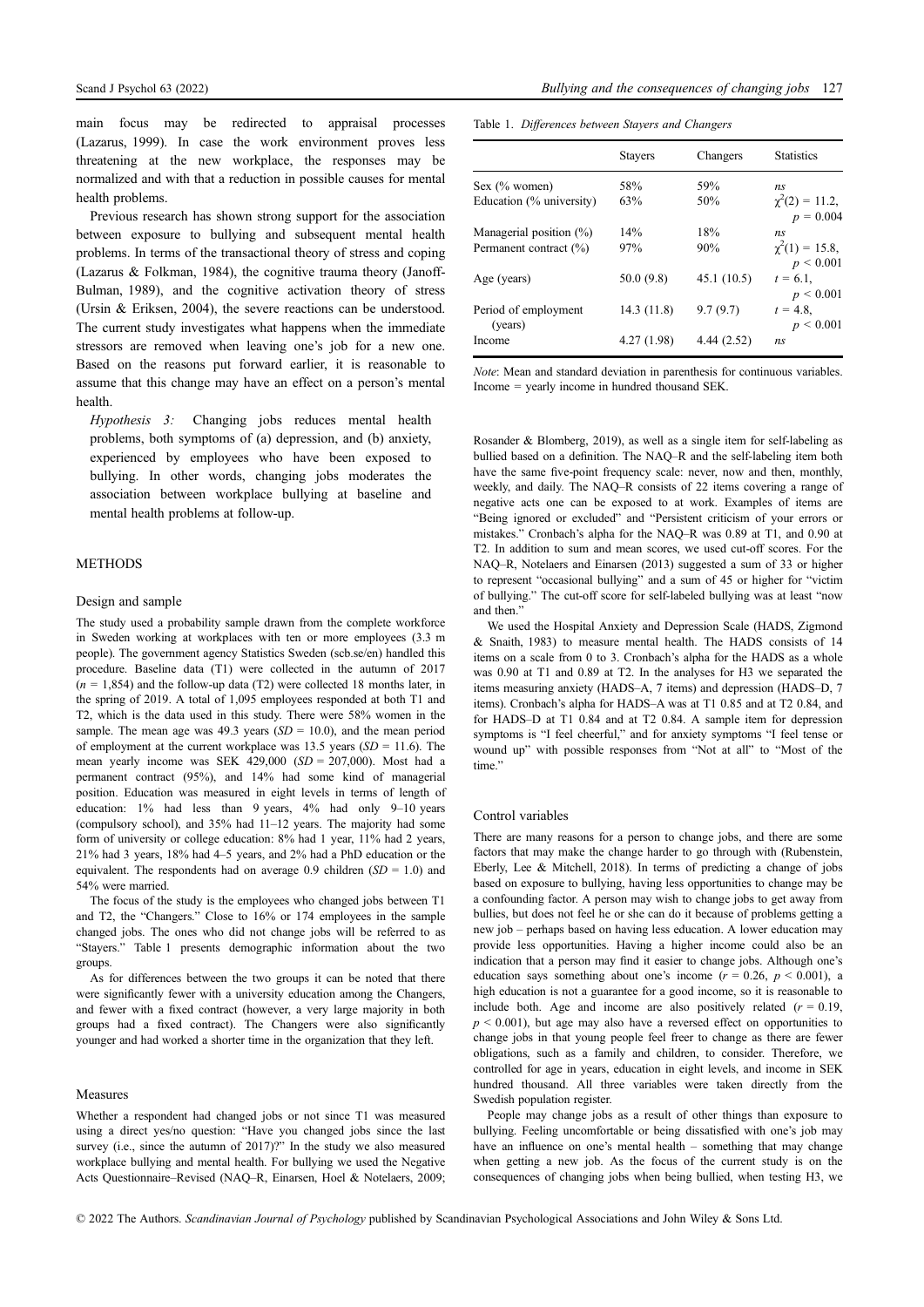main focus may be redirected to appraisal processes (Lazarus, 1999). In case the work environment proves less threatening at the new workplace, the responses may be normalized and with that a reduction in possible causes for mental health problems.

Previous research has shown strong support for the association between exposure to bullying and subsequent mental health problems. In terms of the transactional theory of stress and coping (Lazarus & Folkman, 1984), the cognitive trauma theory (Janoff-Bulman, 1989), and the cognitive activation theory of stress (Ursin & Eriksen, 2004), the severe reactions can be understood. The current study investigates what happens when the immediate stressors are removed when leaving one's job for a new one. Based on the reasons put forward earlier, it is reasonable to assume that this change may have an effect on a person's mental health.

*Hypothesis 3:* Changing jobs reduces mental health problems, both symptoms of (a) depression, and (b) anxiety, experienced by employees who have been exposed to bullying. In other words, changing jobs moderates the association between workplace bullying at baseline and mental health problems at follow-up.

## METHODS

### Design and sample

The study used a probability sample drawn from the complete workforce in Sweden working at workplaces with ten or more employees (3.3 m people). The government agency Statistics Sweden (scb.se/en) handled this procedure. Baseline data (T1) were collected in the autumn of 2017 ($n$ = 1,854) and the follow-up data (T2) were collected 18 months later, in the spring of 2019. A total of 1,095 employees responded at both T1 and T2, which is the data used in this study. There were 58% women in the sample. The mean age was 49.3 years ($SD$ = 10.0), and the mean period of employment at the current workplace was 13.5 years ($SD$ = 11.6). The mean yearly income was SEK 429,000 ($SD$ = 207,000). Most had a permanent contract (95%), and 14% had some kind of managerial position. Education was measured in eight levels in terms of length of education: 1% had less than 9 years, 4% had only 9–10 years (compulsory school), and 35% had 11–12 years. The majority had some form of university or college education: 8% had 1 year, 11% had 2 years, 21% had 3 years, 18% had 4–5 years, and 2% had a PhD education or the equivalent. The respondents had on average 0.9 children ($SD$ = 1.0) and 54% were married.

The focus of the study is the employees who changed jobs between T1 and T2, the "Changers." Close to 16% or 174 employees in the sample changed jobs. The ones who did not change jobs will be referred to as "Stayers." Table 1 presents demographic information about the two groups.

As for differences between the two groups it can be noted that there were significantly fewer with a university education among the Changers, and fewer with a fixed contract (however, a very large majority in both groups had a fixed contract). The Changers were also significantly younger and had worked a shorter time in the organization that they left.

### Measures

Whether a respondent had changed jobs or not since T1 was measured using a direct yes/no question: "Have you changed jobs since the last survey (i.e., since the autumn of 2017)?" In the study we also measured workplace bullying and mental health. For bullying we used the Negative Acts Questionnaire–Revised (NAQ–R, Einarsen, Hoel & Notelaers, 2009; Rosander & Blomberg, 2019), as well as a single item for self-labeling as bullied based on a definition. The NAQ–R and the self-labeling item both have the same five-point frequency scale: never, now and then, monthly, weekly, and daily. The NAQ–R consists of 22 items covering a range of negative acts one can be exposed to at work. Examples of items are "Being ignored or excluded" and "Persistent criticism of your errors or mistakes." Cronbach's alpha for the NAQ–R was 0.89 at T1, and 0.90 at T2. In addition to sum and mean scores, we used cut-off scores. For the NAQ–R, Notelaers and Einarsen (2013) suggested a sum of 33 or higher to represent "occasional bullying" and a sum of 45 or higher for "victim of bullying." The cut-off score for self-labeled bullying was at least "now and then."

We used the Hospital Anxiety and Depression Scale (HADS, Zigmond & Snaith, 1983) to measure mental health. The HADS consists of 14 items on a scale from 0 to 3. Cronbach's alpha for the HADS as a whole was 0.90 at T1 and 0.89 at T2. In the analyses for H3 we separated the items measuring anxiety (HADS–A, 7 items) and depression (HADS–D, 7 items). Cronbach's alpha for HADS–A was at T1 0.85 and at T2 0.84, and for HADS–D at T1 0.84 and at T2 0.84. A sample item for depression symptoms is "I feel cheerful," and for anxiety symptoms "I feel tense or wound up" with possible responses from "Not at all" to "Most of the time."

Table 1. *Differences between Stayers and Changers*

| | Stayers | Changers | Statistics |
|---|---|---|---|
| Sex (% women) | 58% | 59% | *ns* |
| Education (% university) | 63% | 50% | $\chi^2(2) = 11.2$, $p = 0.004$ |
| Managerial position (%) | 14% | 18% | *ns* |
| Permanent contract (%) | 97% | 90% | $\chi^2(1) = 15.8$, $p < 0.001$ |
| Age (years) | 50.0 (9.8) | 45.1 (10.5) | $t = 6.1$, $p < 0.001$ |
| Period of employment (years) | 14.3 (11.8) | 9.7 (9.7) | $t = 4.8$, $p < 0.001$ |
| Income | 4.27 (1.98) | 4.44 (2.52) | *ns* |

*Note*: Mean and standard deviation in parenthesis for continuous variables. Income = yearly income in hundred thousand SEK.

### Control variables

There are many reasons for a person to change jobs, and there are some factors that may make the change harder to go through with (Rubenstein, Eberly, Lee & Mitchell, 2018). In terms of predicting a change of jobs based on exposure to bullying, having less opportunities to change may be a confounding factor. A person may wish to change jobs to get away from bullies, but does not feel he or she can do it because of problems getting a new job – perhaps based on having less education. A lower education may provide less opportunities. Having a higher income could also be an indication that a person may find it easier to change jobs. Although one's education says something about one's income ($r$ = 0.26, $p$ < 0.001), a high education is not a guarantee for a good income, so it is reasonable to include both. Age and income are also positively related ($r$ = 0.19, $p$ < 0.001), but age may also have a reversed effect on opportunities to change jobs in that young people feel freer to change as there are fewer obligations, such as a family and children, to consider. Therefore, we controlled for age in years, education in eight levels, and income in SEK hundred thousand. All three variables were taken directly from the Swedish population register.

People may change jobs as a result of other things than exposure to bullying. Feeling uncomfortable or being dissatisfied with one's job may have an influence on one's mental health – something that may change when getting a new job. As the focus of the current study is on the consequences of changing jobs when being bullied, when testing H3, we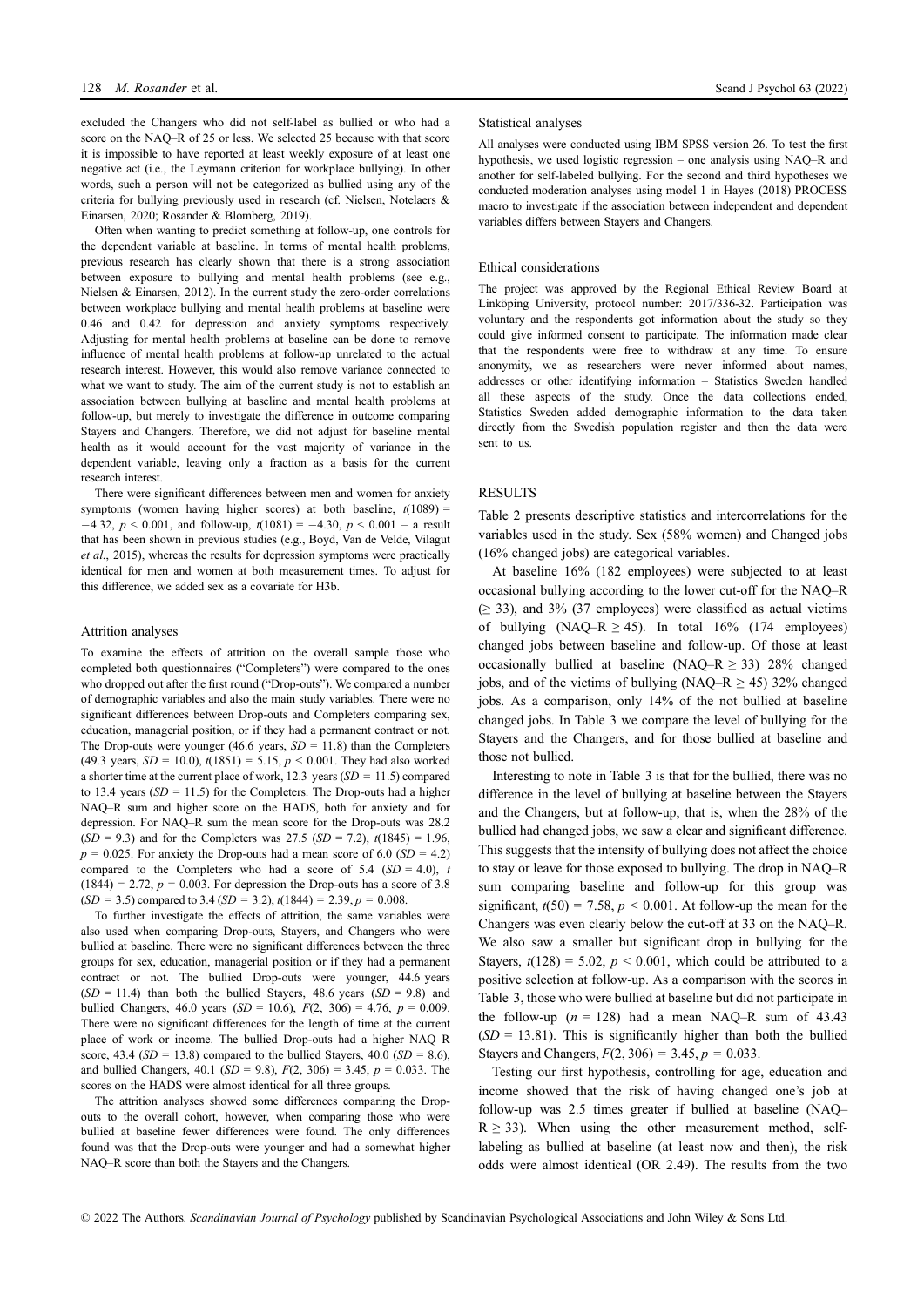excluded the Changers who did not self-label as bullied or who had a score on the NAQ–R of 25 or less. We selected 25 because with that score it is impossible to have reported at least weekly exposure of at least one negative act (i.e., the Leymann criterion for workplace bullying). In other words, such a person will not be categorized as bullied using any of the criteria for bullying previously used in research (cf. Nielsen, Notelaers & Einarsen, 2020; Rosander & Blomberg, 2019).

Often when wanting to predict something at follow-up, one controls for the dependent variable at baseline. In terms of mental health problems, previous research has clearly shown that there is a strong association between exposure to bullying and mental health problems (see e.g., Nielsen & Einarsen, 2012). In the current study the zero-order correlations between workplace bullying and mental health problems at baseline were 0.46 and 0.42 for depression and anxiety symptoms respectively. Adjusting for mental health problems at baseline can be done to remove influence of mental health problems at follow-up unrelated to the actual research interest. However, this would also remove variance connected to what we want to study. The aim of the current study is not to establish an association between bullying at baseline and mental health problems at follow-up, but merely to investigate the difference in outcome comparing Stayers and Changers. Therefore, we did not adjust for baseline mental health as it would account for the vast majority of variance in the dependent variable, leaving only a fraction as a basis for the current research interest.

There were significant differences between men and women for anxiety symptoms (women having higher scores) at both baseline, $t(1089) = -4.32$, $p < 0.001$, and follow-up, $t(1081) = -4.30$, $p < 0.001$ – a result that has been shown in previous studies (e.g., Boyd, Van de Velde, Vilagut *et al.*, 2015), whereas the results for depression symptoms were practically identical for men and women at both measurement times. To adjust for this difference, we added sex as a covariate for H3b.

### Attrition analyses

To examine the effects of attrition on the overall sample those who completed both questionnaires ("Completers") were compared to the ones who dropped out after the first round ("Drop-outs"). We compared a number of demographic variables and also the main study variables. There were no significant differences between Drop-outs and Completers comparing sex, education, managerial position, or if they had a permanent contract or not. The Drop-outs were younger (46.6 years, $SD = 11.8$) than the Completers (49.3 years, $SD = 10.0$), $t(1851) = 5.15$, $p < 0.001$. They had also worked a shorter time at the current place of work, 12.3 years ($SD = 11.5$) compared to 13.4 years ($SD = 11.5$) for the Completers. The Drop-outs had a higher NAQ–R sum and higher score on the HADS, both for anxiety and for depression. For NAQ–R sum the mean score for the Drop-outs was 28.2 ($SD = 9.3$) and for the Completers was 27.5 ($SD = 7.2$), $t(1845) = 1.96$, $p = 0.025$. For anxiety the Drop-outs had a mean score of 6.0 ($SD = 4.2$) compared to the Completers who had a score of 5.4 ($SD = 4.0$), $t(1844) = 2.72$, $p = 0.003$. For depression the Drop-outs has a score of 3.8 ($SD = 3.5$) compared to 3.4 ($SD = 3.2$), $t(1844) = 2.39$, $p = 0.008$.

To further investigate the effects of attrition, the same variables were also used when comparing Drop-outs, Stayers, and Changers who were bullied at baseline. There were no significant differences between the three groups for sex, education, managerial position or if they had a permanent contract or not. The bullied Drop-outs were younger, 44.6 years ($SD = 11.4$) than both the bullied Stayers, 48.6 years ($SD = 9.8$) and bullied Changers, 46.0 years ($SD = 10.6$), $F(2, 306) = 4.76$, $p = 0.009$. There were no significant differences for the length of time at the current place of work or income. The bullied Drop-outs had a higher NAQ–R score, 43.4 ($SD = 13.8$) compared to the bullied Stayers, 40.0 ($SD = 8.6$), and bullied Changers, 40.1 ($SD = 9.8$), $F(2, 306) = 3.45$, $p = 0.033$. The scores on the HADS were almost identical for all three groups.

The attrition analyses showed some differences comparing the Drop-outs to the overall cohort, however, when comparing those who were bullied at baseline fewer differences were found. The only differences found was that the Drop-outs were younger and had a somewhat higher NAQ–R score than both the Stayers and the Changers.

### Statistical analyses

All analyses were conducted using IBM SPSS version 26. To test the first hypothesis, we used logistic regression – one analysis using NAQ–R and another for self-labeled bullying. For the second and third hypotheses we conducted moderation analyses using model 1 in Hayes (2018) PROCESS macro to investigate if the association between independent and dependent variables differs between Stayers and Changers.

### Ethical considerations

The project was approved by the Regional Ethical Review Board at Linköping University, protocol number: 2017/336-32. Participation was voluntary and the respondents got information about the study so they could give informed consent to participate. The information made clear that the respondents were free to withdraw at any time. To ensure anonymity, we as researchers were never informed about names, addresses or other identifying information – Statistics Sweden handled all these aspects of the study. Once the data collections ended, Statistics Sweden added demographic information to the data taken directly from the Swedish population register and then the data were sent to us.

## RESULTS

Table 2 presents descriptive statistics and intercorrelations for the variables used in the study. Sex (58% women) and Changed jobs (16% changed jobs) are categorical variables.

At baseline 16% (182 employees) were subjected to at least occasional bullying according to the lower cut-off for the NAQ–R ($\geq 33$), and 3% (37 employees) were classified as actual victims of bullying (NAQ–R $\geq 45$). In total 16% (174 employees) changed jobs between baseline and follow-up. Of those at least occasionally bullied at baseline (NAQ–R $\geq 33$) 28% changed jobs, and of the victims of bullying (NAQ–R $\geq 45$) 32% changed jobs. As a comparison, only 14% of the not bullied at baseline changed jobs. In Table 3 we compare the level of bullying for the Stayers and the Changers, and for those bullied at baseline and those not bullied.

Interesting to note in Table 3 is that for the bullied, there was no difference in the level of bullying at baseline between the Stayers and the Changers, but at follow-up, that is, when the 28% of the bullied had changed jobs, we saw a clear and significant difference. This suggests that the intensity of bullying does not affect the choice to stay or leave for those exposed to bullying. The drop in NAQ–R sum comparing baseline and follow-up for this group was significant, $t(50) = 7.58$, $p < 0.001$. At follow-up the mean for the Changers was even clearly below the cut-off at 33 on the NAQ–R. We also saw a smaller but significant drop in bullying for the Stayers, $t(128) = 5.02$, $p < 0.001$, which could be attributed to a positive selection at follow-up. As a comparison with the scores in Table 3, those who were bullied at baseline but did not participate in the follow-up ($n = 128$) had a mean NAQ–R sum of 43.43 ($SD = 13.81$). This is significantly higher than both the bullied Stayers and Changers, $F(2, 306) = 3.45, p = 0.033$.

Testing our first hypothesis, controlling for age, education and income showed that the risk of having changed one's job at follow-up was 2.5 times greater if bullied at baseline (NAQ–R $\geq 33$). When using the other measurement method, self-labeling as bullied at baseline (at least now and then), the risk odds were almost identical (OR 2.49). The results from the two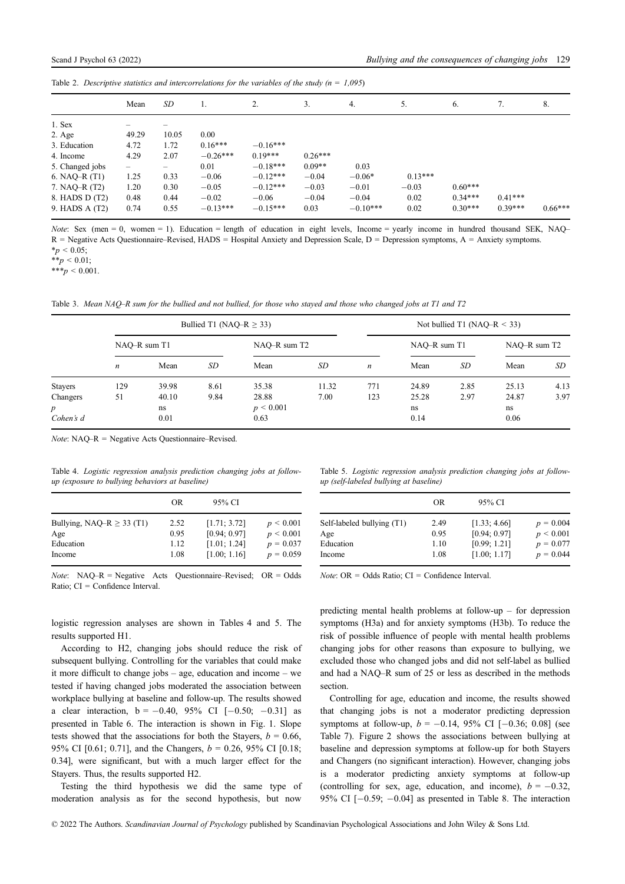Table 2. *Descriptive statistics and intercorrelations for the variables of the study (n = 1,095)*

| | Mean | *SD* | 1. | 2. | 3. | 4. | 5. | 6. | 7. | 8. |
|---|---|---|---|---|---|---|---|---|---|---|
| 1. Sex | – | – | | | | | | | | |
| 2. Age | 49.29 | 10.05 | 0.00 | | | | | | | |
| 3. Education | 4.72 | 1.72 | 0.16*** | −0.16*** | | | | | | |
| 4. Income | 4.29 | 2.07 | −0.26*** | 0.19*** | 0.26*** | | | | | |
| 5. Changed jobs | – | – | 0.01 | −0.18*** | 0.09** | 0.03 | | | | |
| 6. NAQ–R (T1) | 1.25 | 0.33 | −0.06 | −0.12*** | −0.04 | −0.06* | 0.13*** | | | |
| 7. NAQ–R (T2) | 1.20 | 0.30 | −0.05 | −0.12*** | −0.03 | −0.01 | −0.03 | 0.60*** | | |
| 8. HADS D (T2) | 0.48 | 0.44 | −0.02 | −0.06 | −0.04 | −0.04 | 0.02 | 0.34*** | 0.41*** | |
| 9. HADS A (T2) | 0.74 | 0.55 | −0.13*** | −0.15*** | 0.03 | −0.10*** | 0.02 | 0.30*** | 0.39*** | 0.66*** |

*Note*: Sex (men = 0, women = 1). Education = length of education in eight levels, Income = yearly income in hundred thousand SEK, NAQ–R = Negative Acts Questionnaire–Revised, HADS = Hospital Anxiety and Depression Scale, D = Depression symptoms, A = Anxiety symptoms.
*$p < 0.05$;
**$p < 0.01$;
***$p < 0.001$.

Table 3. *Mean NAQ–R sum for the bullied and not bullied, for those who stayed and those who changed jobs at T1 and T2*

| | Bullied T1 (NAQ–R ≥ 33) | | | | | Not bullied T1 (NAQ–R < 33) | | | | |
|---|---|---|---|---|---|---|---|---|---|---|
| | NAQ–R sum T1 | | | NAQ–R sum T2 | | | NAQ–R sum T1 | | NAQ–R sum T2 | |
| | *n* | Mean | *SD* | Mean | *SD* | *n* | Mean | *SD* | Mean | *SD* |
| Stayers | 129 | 39.98 | 8.61 | 35.38 | 11.32 | 771 | 24.89 | 2.85 | 25.13 | 4.13 |
| Changers | 51 | 40.10 | 9.84 | 28.88 | 7.00 | 123 | 25.28 | 2.97 | 24.87 | 3.97 |
| *p* | | ns | | $p < 0.001$ | | | ns | | ns | |
| *Cohen's d* | | 0.01 | | 0.63 | | | 0.14 | | 0.06 | |

*Note*: NAQ–R = Negative Acts Questionnaire–Revised.

Table 4. *Logistic regression analysis prediction changing jobs at follow-up (exposure to bullying behaviors at baseline)*

| | OR | 95% CI | |
|---|---|---|---|
| Bullying, NAQ–R ≥ 33 (T1) | 2.52 | [1.71; 3.72] | $p < 0.001$ |
| Age | 0.95 | [0.94; 0.97] | $p < 0.001$ |
| Education | 1.12 | [1.01; 1.24] | $p = 0.037$ |
| Income | 1.08 | [1.00; 1.16] | $p = 0.059$ |

*Note*: NAQ–R = Negative Acts Questionnaire–Revised; OR = Odds Ratio; CI = Confidence Interval.

Table 5. *Logistic regression analysis prediction changing jobs at follow-up (self-labeled bullying at baseline)*

| | OR | 95% CI | |
|---|---|---|---|
| Self-labeled bullying (T1) | 2.49 | [1.33; 4.66] | $p = 0.004$ |
| Age | 0.95 | [0.94; 0.97] | $p < 0.001$ |
| Education | 1.10 | [0.99; 1.21] | $p = 0.077$ |
| Income | 1.08 | [1.00; 1.17] | $p = 0.044$ |

*Note*: OR = Odds Ratio; CI = Confidence Interval.

logistic regression analyses are shown in Tables 4 and 5. The results supported H1.

According to H2, changing jobs should reduce the risk of subsequent bullying. Controlling for the variables that could make it more difficult to change jobs – age, education and income – we tested if having changed jobs moderated the association between workplace bullying at baseline and follow-up. The results showed a clear interaction, b = −0.40, 95% CI [−0.50; −0.31] as presented in Table 6. The interaction is shown in Fig. 1. Slope tests showed that the associations for both the Stayers, *b* = 0.66, 95% CI [0.61; 0.71], and the Changers, *b* = 0.26, 95% CI [0.18; 0.34], were significant, but with a much larger effect for the Stayers. Thus, the results supported H2.

Testing the third hypothesis we did the same type of moderation analysis as for the second hypothesis, but now predicting mental health problems at follow-up – for depression symptoms (H3a) and for anxiety symptoms (H3b). To reduce the risk of possible influence of people with mental health problems changing jobs for other reasons than exposure to bullying, we excluded those who changed jobs and did not self-label as bullied and had a NAQ–R sum of 25 or less as described in the methods section.

Controlling for age, education and income, the results showed that changing jobs is not a moderator predicting depression symptoms at follow-up, *b* = −0.14, 95% CI [−0.36; 0.08] (see Table 7). Figure 2 shows the associations between bullying at baseline and depression symptoms at follow-up for both Stayers and Changers (no significant interaction). However, changing jobs is a moderator predicting anxiety symptoms at follow-up (controlling for sex, age, education, and income), *b* = −0.32, 95% CI [−0.59; −0.04] as presented in Table 8. The interaction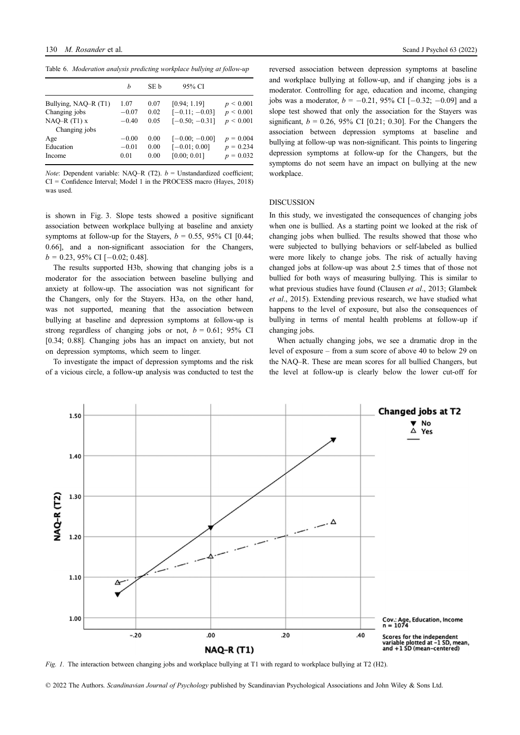Table 6. *Moderation analysis predicting workplace bullying at follow-up*

| | *b* | SE b | 95% CI | |
|---|---|---|---|---|
| Bullying, NAQ–R (T1) | 1.07 | 0.07 | [0.94; 1.19] | $p < 0.001$ |
| Changing jobs | −0.07 | 0.02 | [−0.11; −0.03] | $p < 0.001$ |
| NAQ–R (T1) x Changing jobs | −0.40 | 0.05 | [−0.50; −0.31] | $p < 0.001$ |
| Age | −0.00 | 0.00 | [−0.00; −0.00] | $p = 0.004$ |
| Education | −0.01 | 0.00 | [−0.01; 0.00] | $p = 0.234$ |
| Income | 0.01 | 0.00 | [0.00; 0.01] | $p = 0.032$ |

*Note*: Dependent variable: NAQ–R (T2). *b* = Unstandardized coefficient; CI = Confidence Interval; Model 1 in the PROCESS macro (Hayes, 2018) was used.

is shown in Fig. 3. Slope tests showed a positive significant association between workplace bullying at baseline and anxiety symptoms at follow-up for the Stayers, $b = 0.55$, 95% CI [0.44; 0.66], and a non-significant association for the Changers, $b = 0.23$, 95% CI [−0.02; 0.48].

The results supported H3b, showing that changing jobs is a moderator for the association between baseline bullying and anxiety at follow-up. The association was not significant for the Changers, only for the Stayers. H3a, on the other hand, was not supported, meaning that the association between bullying at baseline and depression symptoms at follow-up is strong regardless of changing jobs or not, $b = 0.61$; 95% CI [0.34; 0.88]. Changing jobs has an impact on anxiety, but not on depression symptoms, which seem to linger.

To investigate the impact of depression symptoms and the risk of a vicious circle, a follow-up analysis was conducted to test the reversed association between depression symptoms at baseline and workplace bullying at follow-up, and if changing jobs is a moderator. Controlling for age, education and income, changing jobs was a moderator, $b = -0.21$, 95% CI [−0.32; −0.09] and a slope test showed that only the association for the Stayers was significant, $b = 0.26$, 95% CI [0.21; 0.30]. For the Changers the association between depression symptoms at baseline and bullying at follow-up was non-significant. This points to lingering depression symptoms at follow-up for the Changers, but the symptoms do not seem have an impact on bullying at the new workplace.

## DISCUSSION

In this study, we investigated the consequences of changing jobs when one is bullied. As a starting point we looked at the risk of changing jobs when bullied. The results showed that those who were subjected to bullying behaviors or self-labeled as bullied were more likely to change jobs. The risk of actually having changed jobs at follow-up was about 2.5 times that of those not bullied for both ways of measuring bullying. This is similar to what previous studies have found (Clausen *et al*., 2013; Glambek *et al*., 2015). Extending previous research, we have studied what happens to the level of exposure, but also the consequences of bullying in terms of mental health problems at follow-up if changing jobs.

When actually changing jobs, we see a dramatic drop in the level of exposure – from a sum score of above 40 to below 29 on the NAQ–R. These are mean scores for all bullied Changers, but the level at follow-up is clearly below the lower cut-off for

*Fig. 1.* The interaction between changing jobs and workplace bullying at T1 with regard to workplace bullying at T2 (H2).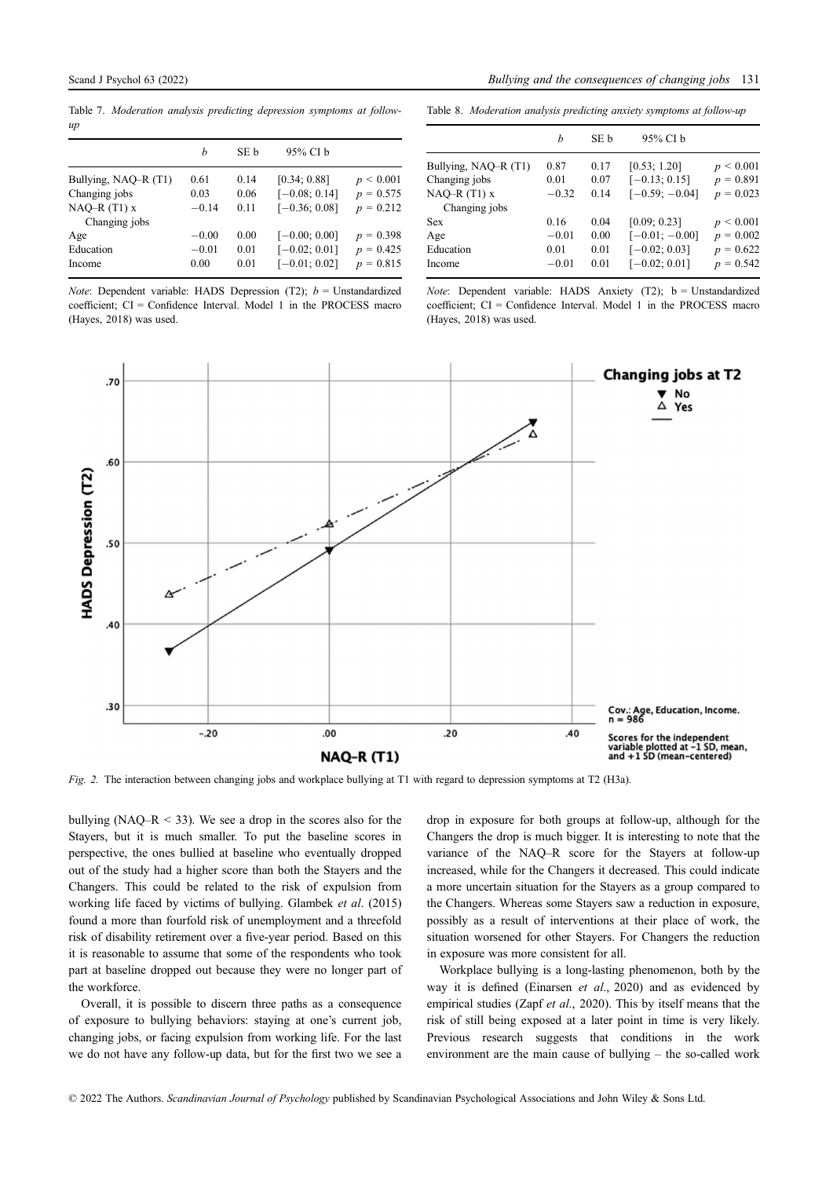Table 7. *Moderation analysis predicting depression symptoms at follow-up*

| | *b* | SE b | 95% CI b | |
|---|---|---|---|---|
| Bullying, NAQ–R (T1) | 0.61 | 0.14 | [0.34; 0.88] | $p < 0.001$ |
| Changing jobs | 0.03 | 0.06 | [−0.08; 0.14] | $p = 0.575$ |
| NAQ–R (T1) x Changing jobs | −0.14 | 0.11 | [−0.36; 0.08] | $p = 0.212$ |
| Age | −0.00 | 0.00 | [−0.00; 0.00] | $p = 0.398$ |
| Education | −0.01 | 0.01 | [−0.02; 0.01] | $p = 0.425$ |
| Income | 0.00 | 0.01 | [−0.01; 0.02] | $p = 0.815$ |

*Note*: Dependent variable: HADS Depression (T2); *b* = Unstandardized coefficient; CI = Confidence Interval. Model 1 in the PROCESS macro (Hayes, 2018) was used.

Table 8. *Moderation analysis predicting anxiety symptoms at follow-up*

| | *b* | SE b | 95% CI b | |
|---|---|---|---|---|
| Bullying, NAQ–R (T1) | 0.87 | 0.17 | [0.53; 1.20] | $p < 0.001$ |
| Changing jobs | 0.01 | 0.07 | [−0.13; 0.15] | $p = 0.891$ |
| NAQ–R (T1) x Changing jobs | −0.32 | 0.14 | [−0.59; −0.04] | $p = 0.023$ |
| Sex | 0.16 | 0.04 | [0.09; 0.23] | $p < 0.001$ |
| Age | −0.01 | 0.00 | [−0.01; −0.00] | $p = 0.002$ |
| Education | 0.01 | 0.01 | [−0.02; 0.03] | $p = 0.622$ |
| Income | −0.01 | 0.01 | [−0.02; 0.01] | $p = 0.542$ |

*Note*: Dependent variable: HADS Anxiety (T2); b = Unstandardized coefficient; CI = Confidence Interval. Model 1 in the PROCESS macro (Hayes, 2018) was used.

*Fig. 2.* The interaction between changing jobs and workplace bullying at T1 with regard to depression symptoms at T2 (H3a).

bullying (NAQ–R < 33). We see a drop in the scores also for the Stayers, but it is much smaller. To put the baseline scores in perspective, the ones bullied at baseline who eventually dropped out of the study had a higher score than both the Stayers and the Changers. This could be related to the risk of expulsion from working life faced by victims of bullying. Glambek *et al*. (2015) found a more than fourfold risk of unemployment and a threefold risk of disability retirement over a five-year period. Based on this it is reasonable to assume that some of the respondents who took part at baseline dropped out because they were no longer part of the workforce.

Overall, it is possible to discern three paths as a consequence of exposure to bullying behaviors: staying at one's current job, changing jobs, or facing expulsion from working life. For the last we do not have any follow-up data, but for the first two we see a drop in exposure for both groups at follow-up, although for the Changers the drop is much bigger. It is interesting to note that the variance of the NAQ–R score for the Stayers at follow-up increased, while for the Changers it decreased. This could indicate a more uncertain situation for the Stayers as a group compared to the Changers. Whereas some Stayers saw a reduction in exposure, possibly as a result of interventions at their place of work, the situation worsened for other Stayers. For Changers the reduction in exposure was more consistent for all.

Workplace bullying is a long-lasting phenomenon, both by the way it is defined (Einarsen *et al*., 2020) and as evidenced by empirical studies (Zapf *et al*., 2020). This by itself means that the risk of still being exposed at a later point in time is very likely. Previous research suggests that conditions in the work environment are the main cause of bullying – the so-called work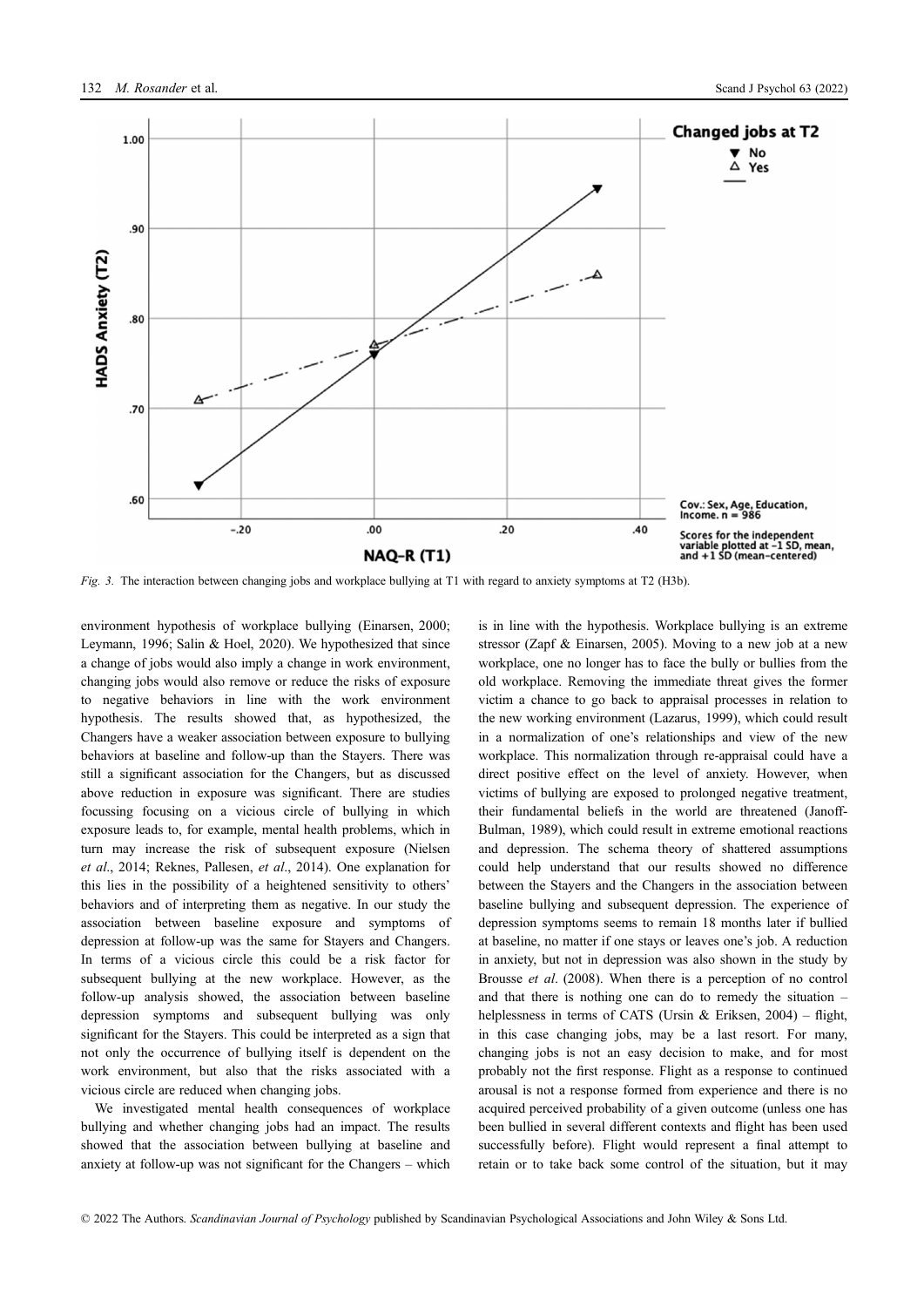*Fig. 3.* The interaction between changing jobs and workplace bullying at T1 with regard to anxiety symptoms at T2 (H3b).

environment hypothesis of workplace bullying (Einarsen, 2000; Leymann, 1996; Salin & Hoel, 2020). We hypothesized that since a change of jobs would also imply a change in work environment, changing jobs would also remove or reduce the risks of exposure to negative behaviors in line with the work environment hypothesis. The results showed that, as hypothesized, the Changers have a weaker association between exposure to bullying behaviors at baseline and follow-up than the Stayers. There was still a significant association for the Changers, but as discussed above reduction in exposure was significant. There are studies focussing focusing on a vicious circle of bullying in which exposure leads to, for example, mental health problems, which in turn may increase the risk of subsequent exposure (Nielsen *et al*., 2014; Reknes, Pallesen, *et al*., 2014). One explanation for this lies in the possibility of a heightened sensitivity to others' behaviors and of interpreting them as negative. In our study the association between baseline exposure and symptoms of depression at follow-up was the same for Stayers and Changers. In terms of a vicious circle this could be a risk factor for subsequent bullying at the new workplace. However, as the follow-up analysis showed, the association between baseline depression symptoms and subsequent bullying was only significant for the Stayers. This could be interpreted as a sign that not only the occurrence of bullying itself is dependent on the work environment, but also that the risks associated with a vicious circle are reduced when changing jobs.

We investigated mental health consequences of workplace bullying and whether changing jobs had an impact. The results showed that the association between bullying at baseline and anxiety at follow-up was not significant for the Changers – which is in line with the hypothesis. Workplace bullying is an extreme stressor (Zapf & Einarsen, 2005). Moving to a new job at a new workplace, one no longer has to face the bully or bullies from the old workplace. Removing the immediate threat gives the former victim a chance to go back to appraisal processes in relation to the new working environment (Lazarus, 1999), which could result in a normalization of one's relationships and view of the new workplace. This normalization through re-appraisal could have a direct positive effect on the level of anxiety. However, when victims of bullying are exposed to prolonged negative treatment, their fundamental beliefs in the world are threatened (Janoff-Bulman, 1989), which could result in extreme emotional reactions and depression. The schema theory of shattered assumptions could help understand that our results showed no difference between the Stayers and the Changers in the association between baseline bullying and subsequent depression. The experience of depression symptoms seems to remain 18 months later if bullied at baseline, no matter if one stays or leaves one's job. A reduction in anxiety, but not in depression was also shown in the study by Brousse *et al*. (2008). When there is a perception of no control and that there is nothing one can do to remedy the situation – helplessness in terms of CATS (Ursin & Eriksen, 2004) – flight, in this case changing jobs, may be a last resort. For many, changing jobs is not an easy decision to make, and for most probably not the first response. Flight as a response to continued arousal is not a response formed from experience and there is no acquired perceived probability of a given outcome (unless one has been bullied in several different contexts and flight has been used successfully before). Flight would represent a final attempt to retain or to take back some control of the situation, but it may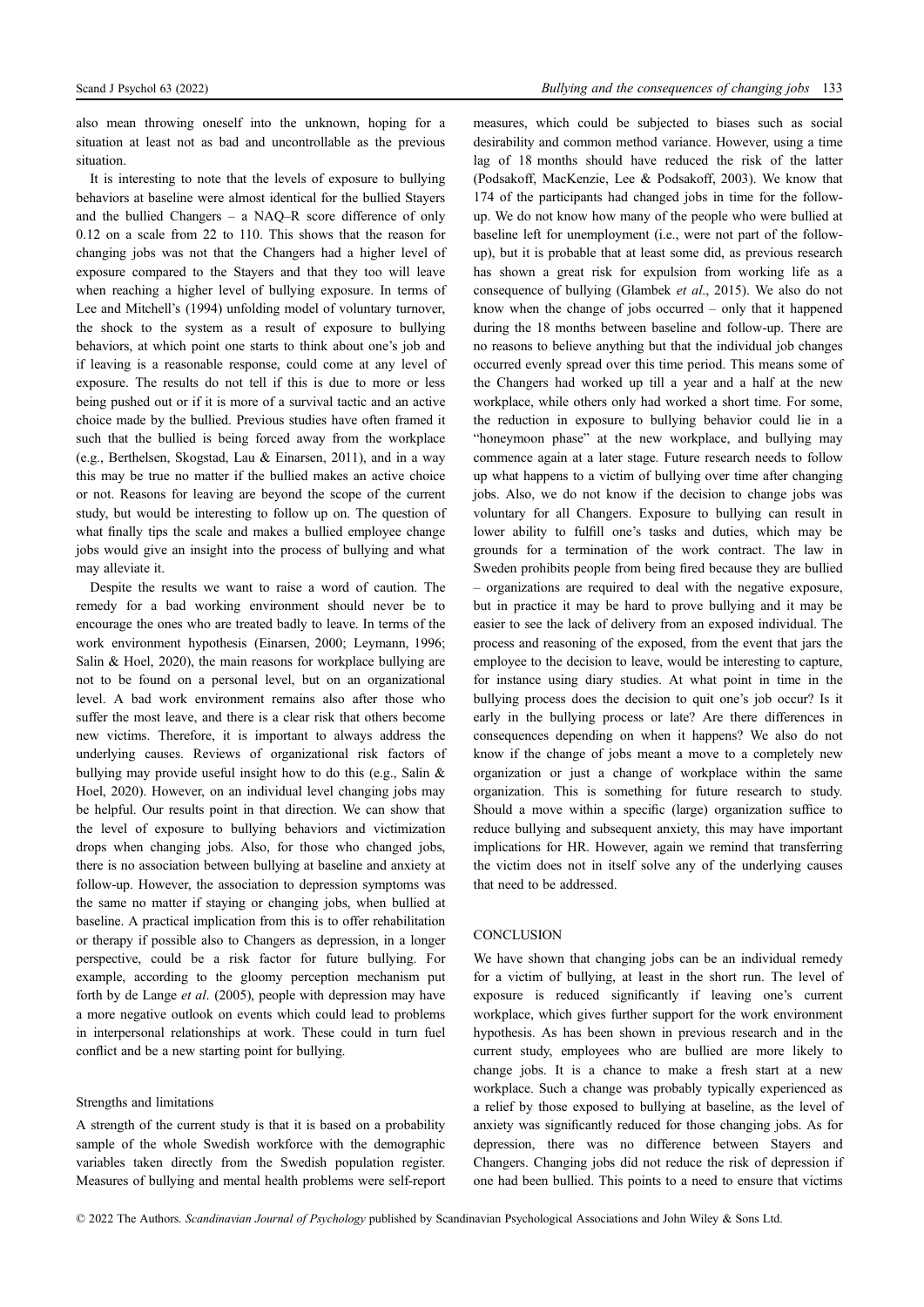also mean throwing oneself into the unknown, hoping for a situation at least not as bad and uncontrollable as the previous situation.

It is interesting to note that the levels of exposure to bullying behaviors at baseline were almost identical for the bullied Stayers and the bullied Changers – a NAQ–R score difference of only 0.12 on a scale from 22 to 110. This shows that the reason for changing jobs was not that the Changers had a higher level of exposure compared to the Stayers and that they too will leave when reaching a higher level of bullying exposure. In terms of Lee and Mitchell's (1994) unfolding model of voluntary turnover, the shock to the system as a result of exposure to bullying behaviors, at which point one starts to think about one's job and if leaving is a reasonable response, could come at any level of exposure. The results do not tell if this is due to more or less being pushed out or if it is more of a survival tactic and an active choice made by the bullied. Previous studies have often framed it such that the bullied is being forced away from the workplace (e.g., Berthelsen, Skogstad, Lau & Einarsen, 2011), and in a way this may be true no matter if the bullied makes an active choice or not. Reasons for leaving are beyond the scope of the current study, but would be interesting to follow up on. The question of what finally tips the scale and makes a bullied employee change jobs would give an insight into the process of bullying and what may alleviate it.

Despite the results we want to raise a word of caution. The remedy for a bad working environment should never be to encourage the ones who are treated badly to leave. In terms of the work environment hypothesis (Einarsen, 2000; Leymann, 1996; Salin & Hoel, 2020), the main reasons for workplace bullying are not to be found on a personal level, but on an organizational level. A bad work environment remains also after those who suffer the most leave, and there is a clear risk that others become new victims. Therefore, it is important to always address the underlying causes. Reviews of organizational risk factors of bullying may provide useful insight how to do this (e.g., Salin & Hoel, 2020). However, on an individual level changing jobs may be helpful. Our results point in that direction. We can show that the level of exposure to bullying behaviors and victimization drops when changing jobs. Also, for those who changed jobs, there is no association between bullying at baseline and anxiety at follow-up. However, the association to depression symptoms was the same no matter if staying or changing jobs, when bullied at baseline. A practical implication from this is to offer rehabilitation or therapy if possible also to Changers as depression, in a longer perspective, could be a risk factor for future bullying. For example, according to the gloomy perception mechanism put forth by de Lange *et al*. (2005), people with depression may have a more negative outlook on events which could lead to problems in interpersonal relationships at work. These could in turn fuel conflict and be a new starting point for bullying.

### Strengths and limitations

A strength of the current study is that it is based on a probability sample of the whole Swedish workforce with the demographic variables taken directly from the Swedish population register. Measures of bullying and mental health problems were self-report measures, which could be subjected to biases such as social desirability and common method variance. However, using a time lag of 18 months should have reduced the risk of the latter (Podsakoff, MacKenzie, Lee & Podsakoff, 2003). We know that 174 of the participants had changed jobs in time for the follow-up. We do not know how many of the people who were bullied at baseline left for unemployment (i.e., were not part of the follow-up), but it is probable that at least some did, as previous research has shown a great risk for expulsion from working life as a consequence of bullying (Glambek *et al*., 2015). We also do not know when the change of jobs occurred – only that it happened during the 18 months between baseline and follow-up. There are no reasons to believe anything but that the individual job changes occurred evenly spread over this time period. This means some of the Changers had worked up till a year and a half at the new workplace, while others only had worked a short time. For some, the reduction in exposure to bullying behavior could lie in a "honeymoon phase" at the new workplace, and bullying may commence again at a later stage. Future research needs to follow up what happens to a victim of bullying over time after changing jobs. Also, we do not know if the decision to change jobs was voluntary for all Changers. Exposure to bullying can result in lower ability to fulfill one's tasks and duties, which may be grounds for a termination of the work contract. The law in Sweden prohibits people from being fired because they are bullied – organizations are required to deal with the negative exposure, but in practice it may be hard to prove bullying and it may be easier to see the lack of delivery from an exposed individual. The process and reasoning of the exposed, from the event that jars the employee to the decision to leave, would be interesting to capture, for instance using diary studies. At what point in time in the bullying process does the decision to quit one's job occur? Is it early in the bullying process or late? Are there differences in consequences depending on when it happens? We also do not know if the change of jobs meant a move to a completely new organization or just a change of workplace within the same organization. This is something for future research to study. Should a move within a specific (large) organization suffice to reduce bullying and subsequent anxiety, this may have important implications for HR. However, again we remind that transferring the victim does not in itself solve any of the underlying causes that need to be addressed.

## CONCLUSION

We have shown that changing jobs can be an individual remedy for a victim of bullying, at least in the short run. The level of exposure is reduced significantly if leaving one's current workplace, which gives further support for the work environment hypothesis. As has been shown in previous research and in the current study, employees who are bullied are more likely to change jobs. It is a chance to make a fresh start at a new workplace. Such a change was probably typically experienced as a relief by those exposed to bullying at baseline, as the level of anxiety was significantly reduced for those changing jobs. As for depression, there was no difference between Stayers and Changers. Changing jobs did not reduce the risk of depression if one had been bullied. This points to a need to ensure that victims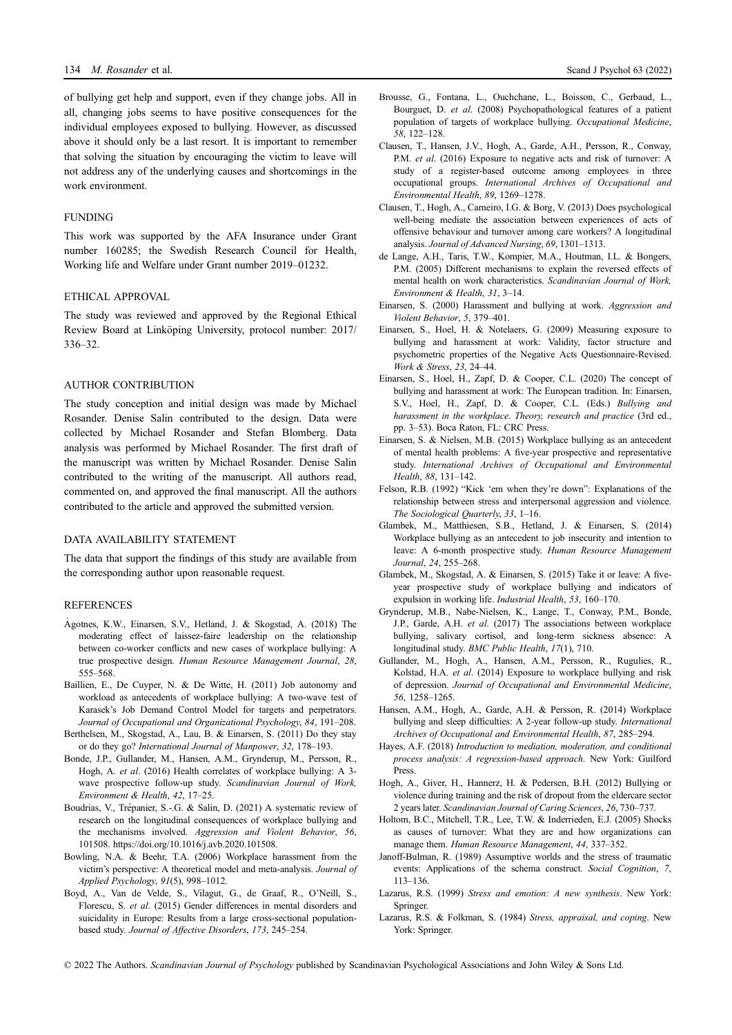of bullying get help and support, even if they change jobs. All in all, changing jobs seems to have positive consequences for the individual employees exposed to bullying. However, as discussed above it should only be a last resort. It is important to remember that solving the situation by encouraging the victim to leave will not address any of the underlying causes and shortcomings in the work environment.

## FUNDING

This work was supported by the AFA Insurance under Grant number 160285; the Swedish Research Council for Health, Working life and Welfare under Grant number 2019–01232.

## ETHICAL APPROVAL

The study was reviewed and approved by the Regional Ethical Review Board at Linköping University, protocol number: 2017/ 336–32.

## AUTHOR CONTRIBUTION

The study conception and initial design was made by Michael Rosander. Denise Salin contributed to the design. Data were collected by Michael Rosander and Stefan Blomberg. Data analysis was performed by Michael Rosander. The first draft of the manuscript was written by Michael Rosander. Denise Salin contributed to the writing of the manuscript. All authors read, commented on, and approved the final manuscript. All the authors contributed to the article and approved the submitted version.

## DATA AVAILABILITY STATEMENT

The data that support the findings of this study are available from the corresponding author upon reasonable request.

## REFERENCES

Ågotnes, K.W., Einarsen, S.V., Hetland, J. & Skogstad, A. (2018) The moderating effect of laissez-faire leadership on the relationship between co-worker conflicts and new cases of workplace bullying: A true prospective design. *Human Resource Management Journal*, *28*, 555–568.

Baillien, E., De Cuyper, N. & De Witte, H. (2011) Job autonomy and workload as antecedents of workplace bullying: A two-wave test of Karasek's Job Demand Control Model for targets and perpetrators. *Journal of Occupational and Organizational Psychology*, *84*, 191–208.

Berthelsen, M., Skogstad, A., Lau, B. & Einarsen, S. (2011) Do they stay or do they go? *International Journal of Manpower*, *32*, 178–193.

Bonde, J.P., Gullander, M., Hansen, A.M., Grynderup, M., Persson, R., Hogh, A. *et al*. (2016) Health correlates of workplace bullying: A 3-wave prospective follow-up study. *Scandinavian Journal of Work, Environment & Health*, *42*, 17–25.

Boudrias, V., Trépanier, S.-G. & Salin, D. (2021) A systematic review of research on the longitudinal consequences of workplace bullying and the mechanisms involved. *Aggression and Violent Behavior*, *56*, 101508. https://doi.org/10.1016/j.avb.2020.101508.

Bowling, N.A. & Beehr, T.A. (2006) Workplace harassment from the victim's perspective: A theoretical model and meta-analysis. *Journal of Applied Psychology*, *91*(5), 998–1012.

Boyd, A., Van de Velde, S., Vilagut, G., de Graaf, R., O'Neill, S., Florescu, S. *et al*. (2015) Gender differences in mental disorders and suicidality in Europe: Results from a large cross-sectional population-based study. *Journal of Affective Disorders*, *173*, 245–254.

Brousse, G., Fontana, L., Ouchchane, L., Boisson, C., Gerbaud, L., Bourguet, D. *et al*. (2008) Psychopathological features of a patient population of targets of workplace bullying. *Occupational Medicine*, *58*, 122–128.

Clausen, T., Hansen, J.V., Hogh, A., Garde, A.H., Persson, R., Conway, P.M. *et al*. (2016) Exposure to negative acts and risk of turnover: A study of a register-based outcome among employees in three occupational groups. *International Archives of Occupational and Environmental Health*, *89*, 1269–1278.

Clausen, T., Hogh, A., Carneiro, I.G. & Borg, V. (2013) Does psychological well-being mediate the association between experiences of acts of offensive behaviour and turnover among care workers? A longitudinal analysis. *Journal of Advanced Nursing*, *69*, 1301–1313.

de Lange, A.H., Taris, T.W., Kompier, M.A., Houtman, I.L. & Bongers, P.M. (2005) Different mechanisms to explain the reversed effects of mental health on work characteristics. *Scandinavian Journal of Work, Environment & Health*, *31*, 3–14.

Einarsen, S. (2000) Harassment and bullying at work. *Aggression and Violent Behavior*, *5*, 379–401.

Einarsen, S., Hoel, H. & Notelaers, G. (2009) Measuring exposure to bullying and harassment at work: Validity, factor structure and psychometric properties of the Negative Acts Questionnaire-Revised. *Work & Stress*, *23*, 24–44.

Einarsen, S., Hoel, H., Zapf, D. & Cooper, C.L. (2020) The concept of bullying and harassment at work: The European tradition. In: Einarsen, S.V., Hoel, H., Zapf, D. & Cooper, C.L. (Eds.) *Bullying and harassment in the workplace. Theory, research and practice* (3rd ed., pp. 3–53). Boca Raton, FL: CRC Press.

Einarsen, S. & Nielsen, M.B. (2015) Workplace bullying as an antecedent of mental health problems: A five-year prospective and representative study. *International Archives of Occupational and Environmental Health*, *88*, 131–142.

Felson, R.B. (1992) "Kick 'em when they're down": Explanations of the relationship between stress and interpersonal aggression and violence. *The Sociological Quarterly*, *33*, 1–16.

Glambek, M., Matthiesen, S.B., Hetland, J. & Einarsen, S. (2014) Workplace bullying as an antecedent to job insecurity and intention to leave: A 6-month prospective study. *Human Resource Management Journal*, *24*, 255–268.

Glambek, M., Skogstad, A. & Einarsen, S. (2015) Take it or leave: A five-year prospective study of workplace bullying and indicators of expulsion in working life. *Industrial Health*, *53*, 160–170.

Grynderup, M.B., Nabe-Nielsen, K., Lange, T., Conway, P.M., Bonde, J.P., Garde, A.H. *et al.* (2017) The associations between workplace bullying, salivary cortisol, and long-term sickness absence: A longitudinal study. *BMC Public Health*, *17*(1), 710.

Gullander, M., Hogh, A., Hansen, A.M., Persson, R., Rugulies, R., Kolstad, H.A. *et al*. (2014) Exposure to workplace bullying and risk of depression. *Journal of Occupational and Environmental Medicine*, *56*, 1258–1265.

Hansen, A.M., Hogh, A., Garde, A.H. & Persson, R. (2014) Workplace bullying and sleep difficulties: A 2-year follow-up study. *International Archives of Occupational and Environmental Health*, *87*, 285–294.

Hayes, A.F. (2018) *Introduction to mediation, moderation, and conditional process analysis: A regression-based approach*. New York: Guilford Press.

Hogh, A., Giver, H., Hannerz, H. & Pedersen, B.H. (2012) Bullying or violence during training and the risk of dropout from the eldercare sector 2 years later. *Scandinavian Journal of Caring Sciences*, *26*, 730–737.

Holtom, B.C., Mitchell, T.R., Lee, T.W. & Inderrieden, E.J. (2005) Shocks as causes of turnover: What they are and how organizations can manage them. *Human Resource Management*, *44*, 337–352.

Janoff-Bulman, R. (1989) Assumptive worlds and the stress of traumatic events: Applications of the schema construct. *Social Cognition*, *7*, 113–136.

Lazarus, R.S. (1999) *Stress and emotion: A new synthesis*. New York: Springer.

Lazarus, R.S. & Folkman, S. (1984) *Stress, appraisal, and coping*. New York: Springer.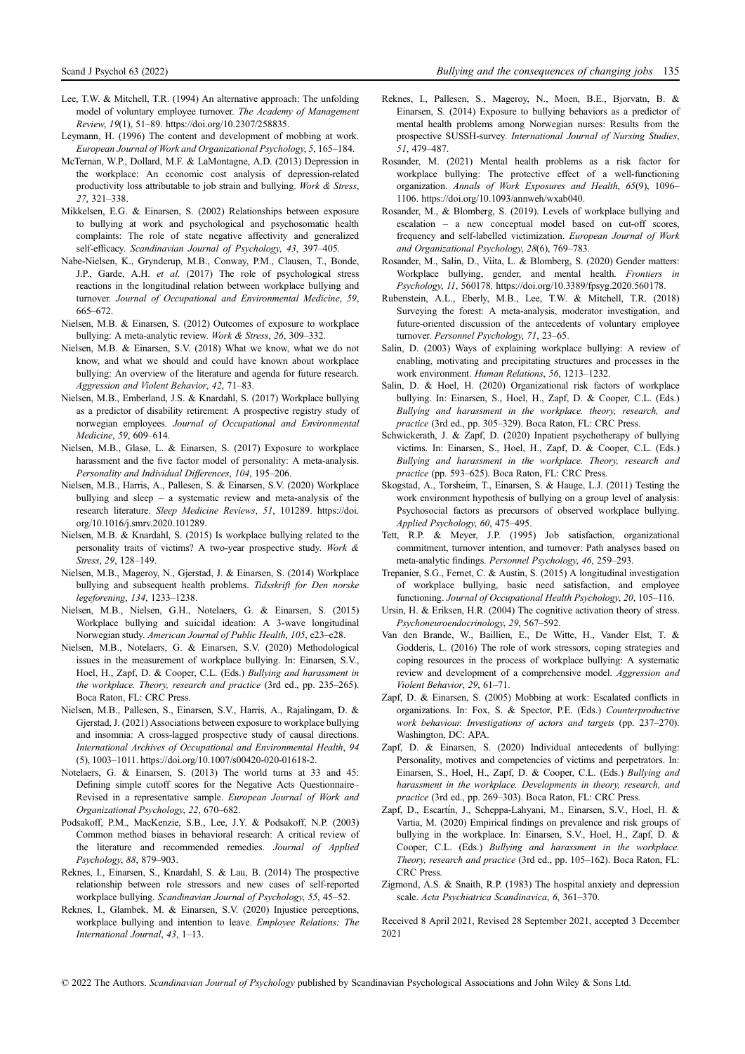Lee, T.W. & Mitchell, T.R. (1994) An alternative approach: The unfolding model of voluntary employee turnover. *The Academy of Management Review*, *19*(1), 51–89. https://doi.org/10.2307/258835.

Leymann, H. (1996) The content and development of mobbing at work. *European Journal of Work and Organizational Psychology*, *5*, 165–184.

McTernan, W.P., Dollard, M.F. & LaMontagne, A.D. (2013) Depression in the workplace: An economic cost analysis of depression-related productivity loss attributable to job strain and bullying. *Work & Stress*, *27*, 321–338.

Mikkelsen, E.G. & Einarsen, S. (2002) Relationships between exposure to bullying at work and psychological and psychosomatic health complaints: The role of state negative affectivity and generalized self-efficacy. *Scandinavian Journal of Psychology*, *43*, 397–405.

Nabe-Nielsen, K., Grynderup, M.B., Conway, P.M., Clausen, T., Bonde, J.P., Garde, A.H. *et al*. (2017) The role of psychological stress reactions in the longitudinal relation between workplace bullying and turnover. *Journal of Occupational and Environmental Medicine*, *59*, 665–672.

Nielsen, M.B. & Einarsen, S. (2012) Outcomes of exposure to workplace bullying: A meta-analytic review. *Work & Stress*, *26*, 309–332.

Nielsen, M.B. & Einarsen, S.V. (2018) What we know, what we do not know, and what we should and could have known about workplace bullying: An overview of the literature and agenda for future research. *Aggression and Violent Behavior*, *42*, 71–83.

Nielsen, M.B., Emberland, J.S. & Knardahl, S. (2017) Workplace bullying as a predictor of disability retirement: A prospective registry study of norwegian employees. *Journal of Occupational and Environmental Medicine*, *59*, 609–614.

Nielsen, M.B., Glasø, L. & Einarsen, S. (2017) Exposure to workplace harassment and the five factor model of personality: A meta-analysis. *Personality and Individual Differences*, *104*, 195–206.

Nielsen, M.B., Harris, A., Pallesen, S. & Einarsen, S.V. (2020) Workplace bullying and sleep – a systematic review and meta-analysis of the research literature. *Sleep Medicine Reviews*, *51*, 101289. https://doi.org/10.1016/j.smrv.2020.101289.

Nielsen, M.B. & Knardahl, S. (2015) Is workplace bullying related to the personality traits of victims? A two-year prospective study. *Work & Stress*, *29*, 128–149.

Nielsen, M.B., Mageroy, N., Gjerstad, J. & Einarsen, S. (2014) Workplace bullying and subsequent health problems. *Tidsskrift for Den norske legeforening*, *134*, 1233–1238.

Nielsen, M.B., Nielsen, G.H., Notelaers, G. & Einarsen, S. (2015) Workplace bullying and suicidal ideation: A 3-wave longitudinal Norwegian study. *American Journal of Public Health*, *105*, e23–e28.

Nielsen, M.B., Notelaers, G. & Einarsen, S.V. (2020) Methodological issues in the measurement of workplace bullying. In: Einarsen, S.V., Hoel, H., Zapf, D. & Cooper, C.L. (Eds.) *Bullying and harassment in the workplace. Theory, research and practice* (3rd ed., pp. 235–265). Boca Raton, FL: CRC Press.

Nielsen, M.B., Pallesen, S., Einarsen, S.V., Harris, A., Rajalingam, D. & Gjerstad, J. (2021) Associations between exposure to workplace bullying and insomnia: A cross-lagged prospective study of causal directions. *International Archives of Occupational and Environmental Health*, *94* (5), 1003–1011. https://doi.org/10.1007/s00420-020-01618-2.

Notelaers, G. & Einarsen, S. (2013) The world turns at 33 and 45: Defining simple cutoff scores for the Negative Acts Questionnaire–Revised in a representative sample. *European Journal of Work and Organizational Psychology*, *22*, 670–682.

Podsakoff, P.M., MacKenzie, S.B., Lee, J.Y. & Podsakoff, N.P. (2003) Common method biases in behavioral research: A critical review of the literature and recommended remedies. *Journal of Applied Psychology*, *88*, 879–903.

Reknes, I., Einarsen, S., Knardahl, S. & Lau, B. (2014) The prospective relationship between role stressors and new cases of self-reported workplace bullying. *Scandinavian Journal of Psychology*, *55*, 45–52.

Reknes, I., Glambek, M. & Einarsen, S.V. (2020) Injustice perceptions, workplace bullying and intention to leave. *Employee Relations: The International Journal*, *43*, 1–13.

Reknes, I., Pallesen, S., Mageroy, N., Moen, B.E., Bjorvatn, B. & Einarsen, S. (2014) Exposure to bullying behaviors as a predictor of mental health problems among Norwegian nurses: Results from the prospective SUSSH-survey. *International Journal of Nursing Studies*, *51*, 479–487.

Rosander, M. (2021) Mental health problems as a risk factor for workplace bullying: The protective effect of a well-functioning organization. *Annals of Work Exposures and Health*, *65*(9), 1096–1106. https://doi.org/10.1093/annweh/wxab040.

Rosander, M., & Blomberg, S. (2019). Levels of workplace bullying and escalation – a new conceptual model based on cut-off scores, frequency and self-labelled victimization. *European Journal of Work and Organizational Psychology*, *28*(6), 769–783.

Rosander, M., Salin, D., Viita, L. & Blomberg, S. (2020) Gender matters: Workplace bullying, gender, and mental health. *Frontiers in Psychology*, *11*, 560178. https://doi.org/10.3389/fpsyg.2020.560178.

Rubenstein, A.L., Eberly, M.B., Lee, T.W. & Mitchell, T.R. (2018) Surveying the forest: A meta-analysis, moderator investigation, and future-oriented discussion of the antecedents of voluntary employee turnover. *Personnel Psychology*, *71*, 23–65.

Salin, D. (2003) Ways of explaining workplace bullying: A review of enabling, motivating and precipitating structures and processes in the work environment. *Human Relations*, *56*, 1213–1232.

Salin, D. & Hoel, H. (2020) Organizational risk factors of workplace bullying. In: Einarsen, S., Hoel, H., Zapf, D. & Cooper, C.L. (Eds.) *Bullying and harassment in the workplace. theory, research, and practice* (3rd ed., pp. 305–329). Boca Raton, FL: CRC Press.

Schwickerath, J. & Zapf, D. (2020) Inpatient psychotherapy of bullying victims. In: Einarsen, S., Hoel, H., Zapf, D. & Cooper, C.L. (Eds.) *Bullying and harassment in the workplace. Theory, research and practice* (pp. 593–625). Boca Raton, FL: CRC Press.

Skogstad, A., Torsheim, T., Einarsen, S. & Hauge, L.J. (2011) Testing the work environment hypothesis of bullying on a group level of analysis: Psychosocial factors as precursors of observed workplace bullying. *Applied Psychology*, *60*, 475–495.

Tett, R.P. & Meyer, J.P. (1995) Job satisfaction, organizational commitment, turnover intention, and turnover: Path analyses based on meta-analytic findings. *Personnel Psychology*, *46*, 259–293.

Trepanier, S.G., Fernet, C. & Austin, S. (2015) A longitudinal investigation of workplace bullying, basic need satisfaction, and employee functioning. *Journal of Occupational Health Psychology*, *20*, 105–116.

Ursin, H. & Eriksen, H.R. (2004) The cognitive activation theory of stress. *Psychoneuroendocrinology*, *29*, 567–592.

Van den Brande, W., Baillien, E., De Witte, H., Vander Elst, T. & Godderis, L. (2016) The role of work stressors, coping strategies and coping resources in the process of workplace bullying: A systematic review and development of a comprehensive model. *Aggression and Violent Behavior*, *29*, 61–71.

Zapf, D. & Einarsen, S. (2005) Mobbing at work: Escalated conflicts in organizations. In: Fox, S. & Spector, P.E. (Eds.) *Counterproductive work behaviour. Investigations of actors and targets* (pp. 237–270). Washington, DC: APA.

Zapf, D. & Einarsen, S. (2020) Individual antecedents of bullying: Personality, motives and competencies of victims and perpetrators. In: Einarsen, S., Hoel, H., Zapf, D. & Cooper, C.L. (Eds.) *Bullying and harassment in the workplace. Developments in theory, research, and practice* (3rd ed., pp. 269–303). Boca Raton, FL: CRC Press.

Zapf, D., Escartín, J., Scheppa-Lahyani, M., Einarsen, S.V., Hoel, H. & Vartia, M. (2020) Empirical findings on prevalence and risk groups of bullying in the workplace. In: Einarsen, S.V., Hoel, H., Zapf, D. & Cooper, C.L. (Eds.) *Bullying and harassment in the workplace. Theory, research and practice* (3rd ed., pp. 105–162). Boca Raton, FL: CRC Press.

Zigmond, A.S. & Snaith, R.P. (1983) The hospital anxiety and depression scale. *Acta Psychiatrica Scandinavica*, *6*, 361–370.

Received 8 April 2021, Revised 28 September 2021, accepted 3 December 2021